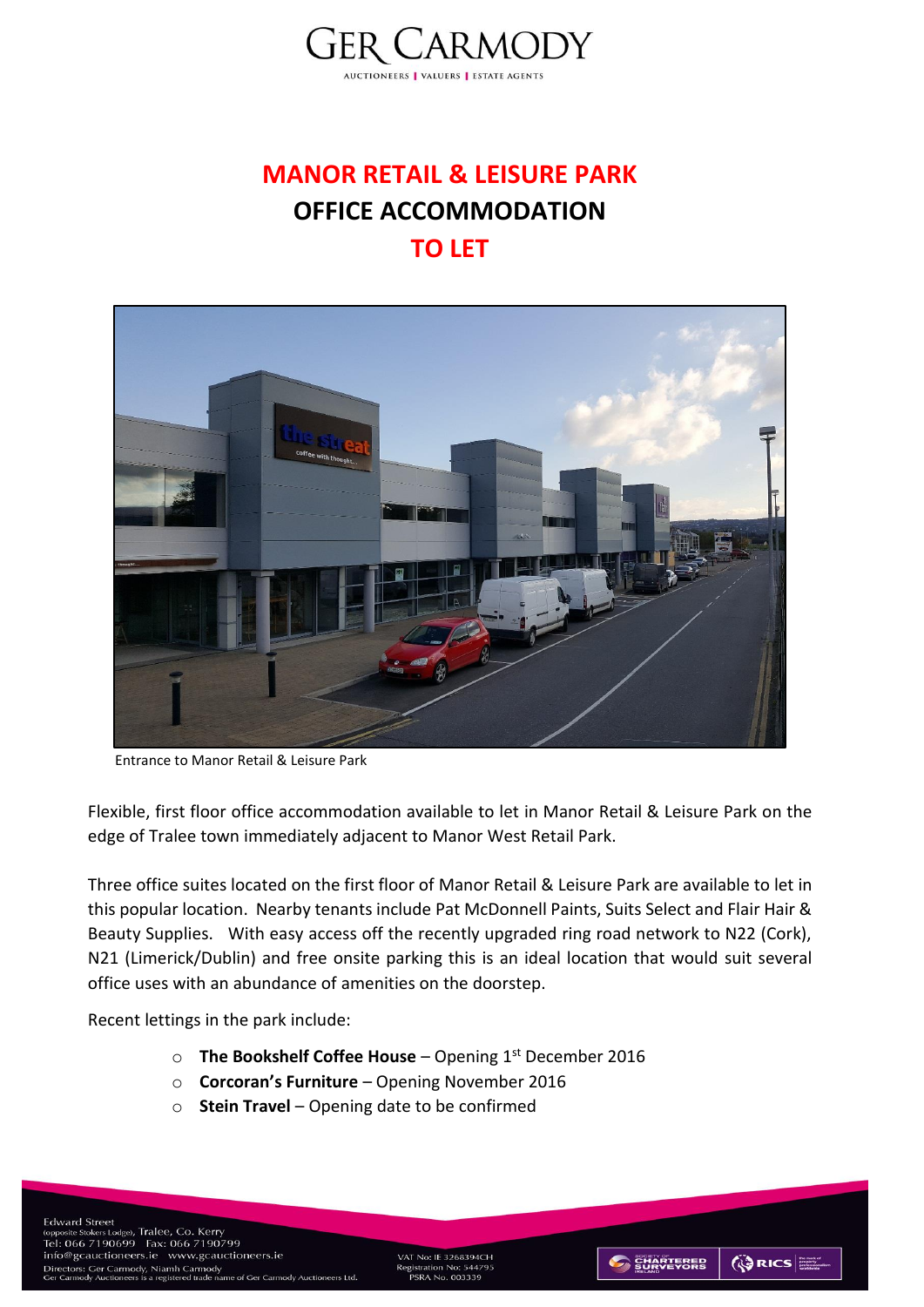# MANOR RETAIL & LEISURE PARK

## OFFICE ACCOMMODATION

## TO LET

Entrance to Manor Retail & Leisure Park

Flexible, first floor office accommodation available to let in Manor Retail & Leisure Park on the edge of Tralee town immediately adjacent to Manor West Retail Park.

Three office suites located on the first floor of Manor Retail & Leisure Park are available to let in this popular location. Nearby tenants include Pat McDonnell Paints, Suits Select and Flair Hair & Beauty Supplies. With easy access off the recently upgraded ring road network to N22 (Cork), N21 (Limerick/Dublin) and free onsite parking this is an ideal location that would suit several office uses with an abundance of amenities on the doorstep.

Recent lettings in the park include:

- **The Bookshelf Coffee House** – Opening 1st December 2016
- **Corcoran's Furniture** – Opening November 2016
- **Stein Travel** – Opening date to be confirmed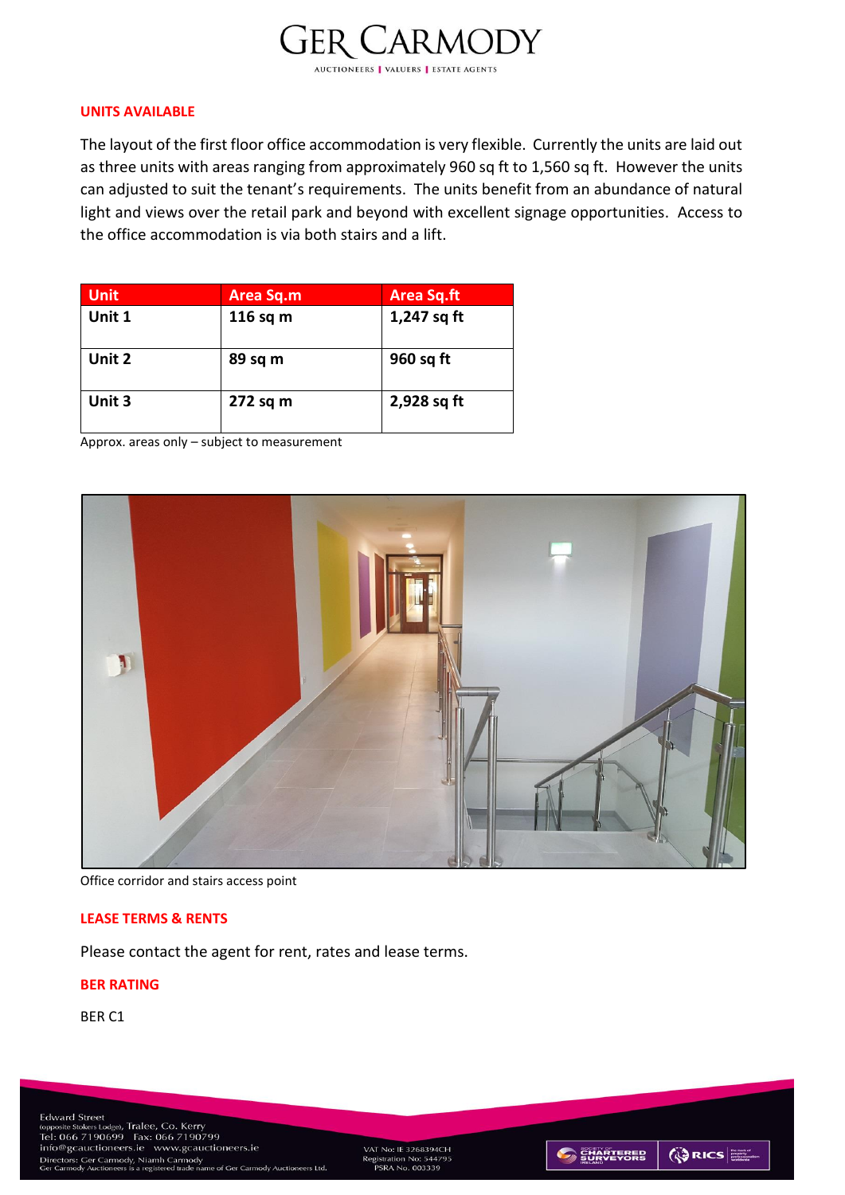## UNITS AVAILABLE

The layout of the first floor office accommodation is very flexible. Currently the units are laid out as three units with areas ranging from approximately 960 sq ft to 1,560 sq ft. However the units can adjusted to suit the tenant's requirements. The units benefit from an abundance of natural light and views over the retail park and beyond with excellent signage opportunities. Access to the office accommodation is via both stairs and a lift.

| Unit | Area Sq.m | Area Sq.ft |
|---|---|---|
| **Unit 1** | **116 sq m** | **1,247 sq ft** |
| **Unit 2** | **89 sq m** | **960 sq ft** |
| **Unit 3** | **272 sq m** | **2,928 sq ft** |

Approx. areas only – subject to measurement

Office corridor and stairs access point

## LEASE TERMS & RENTS

Please contact the agent for rent, rates and lease terms.

## BER RATING

BER C1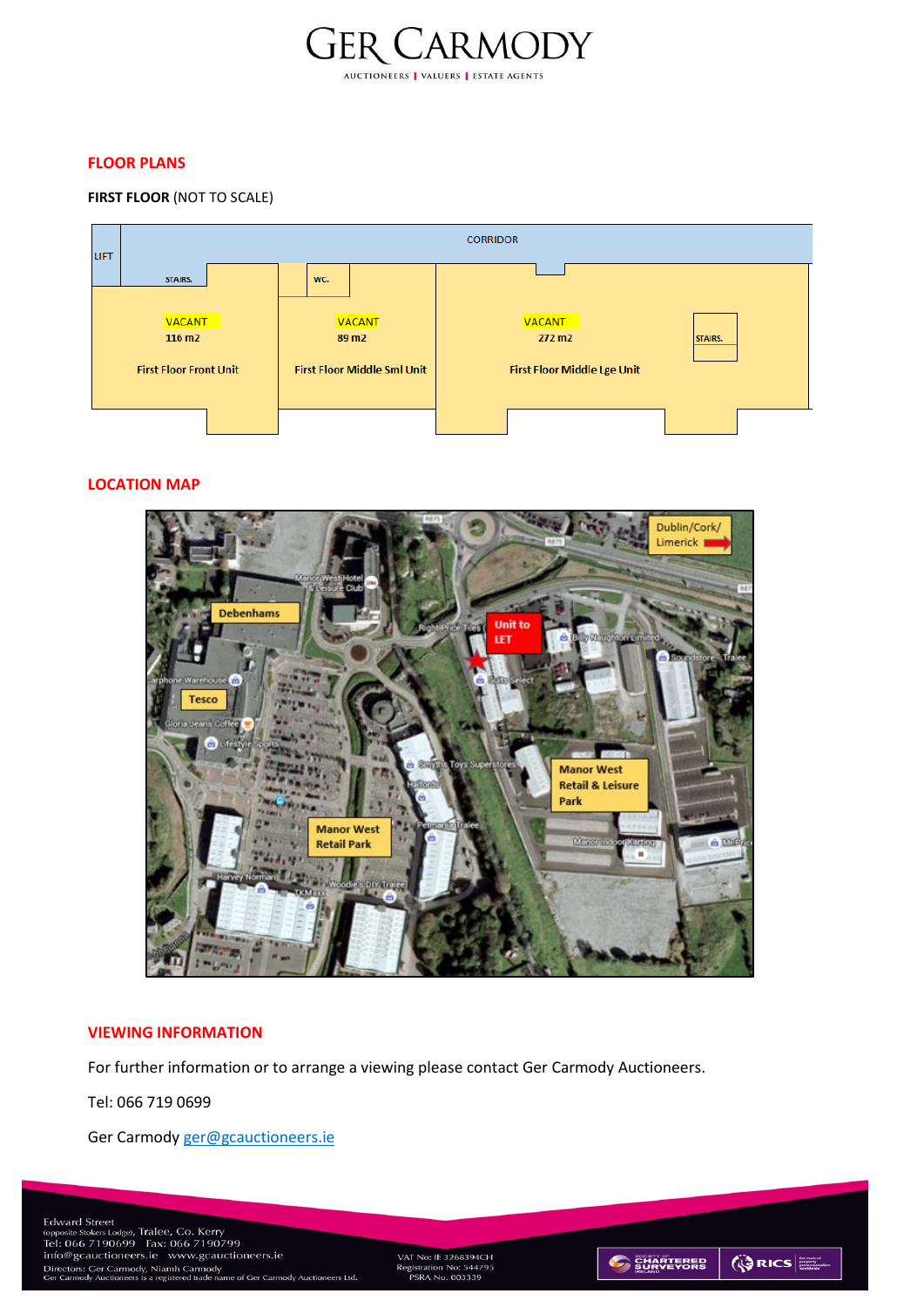## FLOOR PLANS

**FIRST FLOOR** (NOT TO SCALE)

CORRIDOR

LIFT

STAIRS.

WC.

VACANT
116 m2
First Floor Front Unit

VACANT
89 m2
First Floor Middle Sml Unit

VACANT
272 m2
First Floor Middle Lge Unit

STAIRS.

## LOCATION MAP

## VIEWING INFORMATION

For further information or to arrange a viewing please contact Ger Carmody Auctioneers.

Tel: 066 719 0699

Ger Carmody ger@gcauctioneers.ie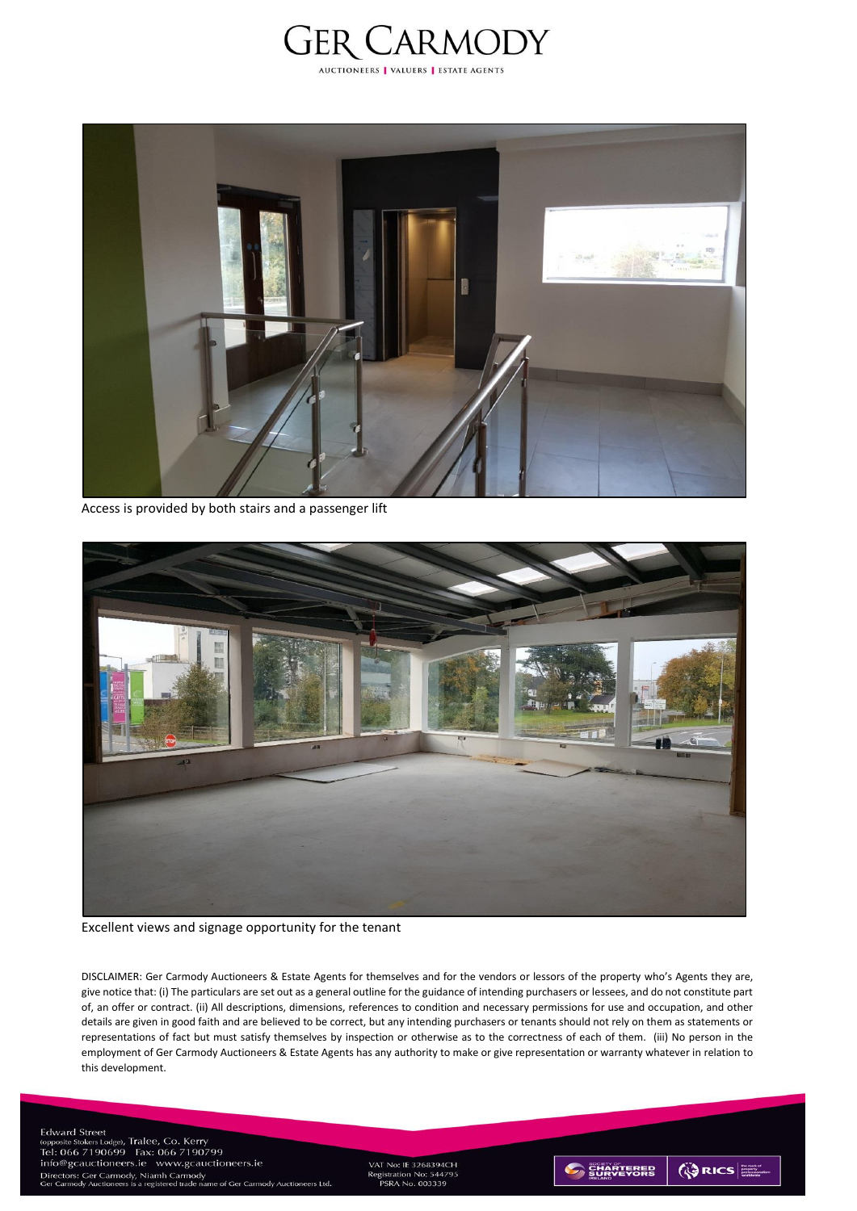Access is provided by both stairs and a passenger lift

Excellent views and signage opportunity for the tenant

DISCLAIMER: Ger Carmody Auctioneers & Estate Agents for themselves and for the vendors or lessors of the property who's Agents they are, give notice that: (i) The particulars are set out as a general outline for the guidance of intending purchasers or lessees, and do not constitute part of, an offer or contract. (ii) All descriptions, dimensions, references to condition and necessary permissions for use and occupation, and other details are given in good faith and are believed to be correct, but any intending purchasers or tenants should not rely on them as statements or representations of fact but must satisfy themselves by inspection or otherwise as to the correctness of each of them. (iii) No person in the employment of Ger Carmody Auctioneers & Estate Agents has any authority to make or give representation or warranty whatever in relation to this development.